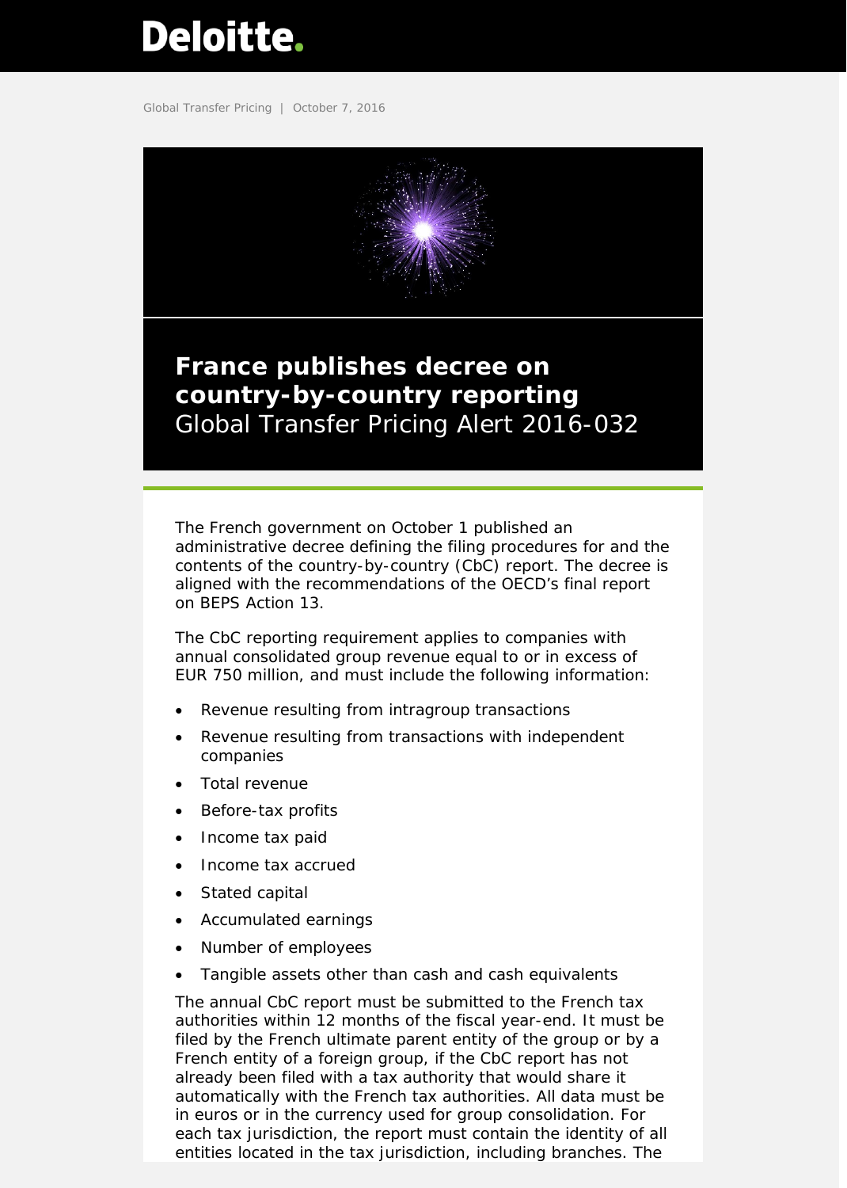Deloitte.

Global Transfer Pricing | October 7, 2016

# France publishes decree on country-by-country reporting

Global Transfer Pricing Alert 2016-032

The French government on October 1 published an administrative decree defining the filing procedures for and the contents of the country-by-country (CbC) report. The decree is aligned with the recommendations of the OECD's final report on BEPS Action 13.

The CbC reporting requirement applies to companies with annual consolidated group revenue equal to or in excess of EUR 750 million, and must include the following information:

- Revenue resulting from intragroup transactions
- Revenue resulting from transactions with independent companies
- Total revenue
- Before-tax profits
- Income tax paid
- Income tax accrued
- Stated capital
- Accumulated earnings
- Number of employees
- Tangible assets other than cash and cash equivalents

The annual CbC report must be submitted to the French tax authorities within 12 months of the fiscal year-end. It must be filed by the French ultimate parent entity of the group or by a French entity of a foreign group, if the CbC report has not already been filed with a tax authority that would share it automatically with the French tax authorities. All data must be in euros or in the currency used for group consolidation. For each tax jurisdiction, the report must contain the identity of all entities located in the tax jurisdiction, including branches. The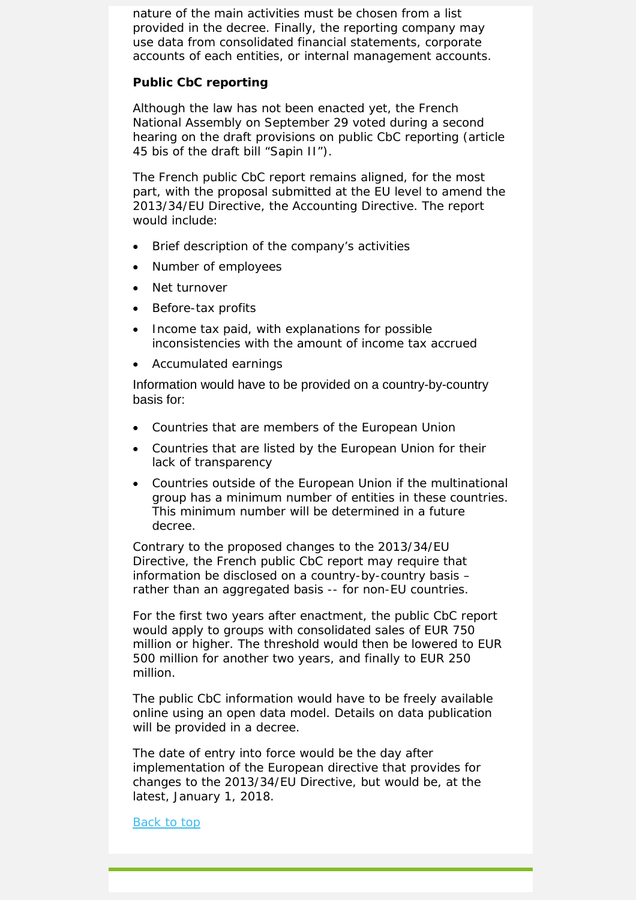nature of the main activities must be chosen from a list provided in the decree. Finally, the reporting company may use data from consolidated financial statements, corporate accounts of each entities, or internal management accounts.

**Public CbC reporting**

Although the law has not been enacted yet, the French National Assembly on September 29 voted during a second hearing on the draft provisions on public CbC reporting (article 45 bis of the draft bill "Sapin II").

The French public CbC report remains aligned, for the most part, with the proposal submitted at the EU level to amend the 2013/34/EU Directive, the Accounting Directive. The report would include:

- Brief description of the company's activities
- Number of employees
- Net turnover
- Before-tax profits
- Income tax paid, with explanations for possible inconsistencies with the amount of income tax accrued
- Accumulated earnings

Information would have to be provided on a country-by-country basis for:

- Countries that are members of the European Union
- Countries that are listed by the European Union for their lack of transparency
- Countries outside of the European Union if the multinational group has a minimum number of entities in these countries. This minimum number will be determined in a future decree.

Contrary to the proposed changes to the 2013/34/EU Directive, the French public CbC report may require that information be disclosed on a country-by-country basis – rather than an aggregated basis -- for non-EU countries.

For the first two years after enactment, the public CbC report would apply to groups with consolidated sales of EUR 750 million or higher. The threshold would then be lowered to EUR 500 million for another two years, and finally to EUR 250 million.

The public CbC information would have to be freely available online using an open data model. Details on data publication will be provided in a decree.

The date of entry into force would be the day after implementation of the European directive that provides for changes to the 2013/34/EU Directive, but would be, at the latest, January 1, 2018.

Back to top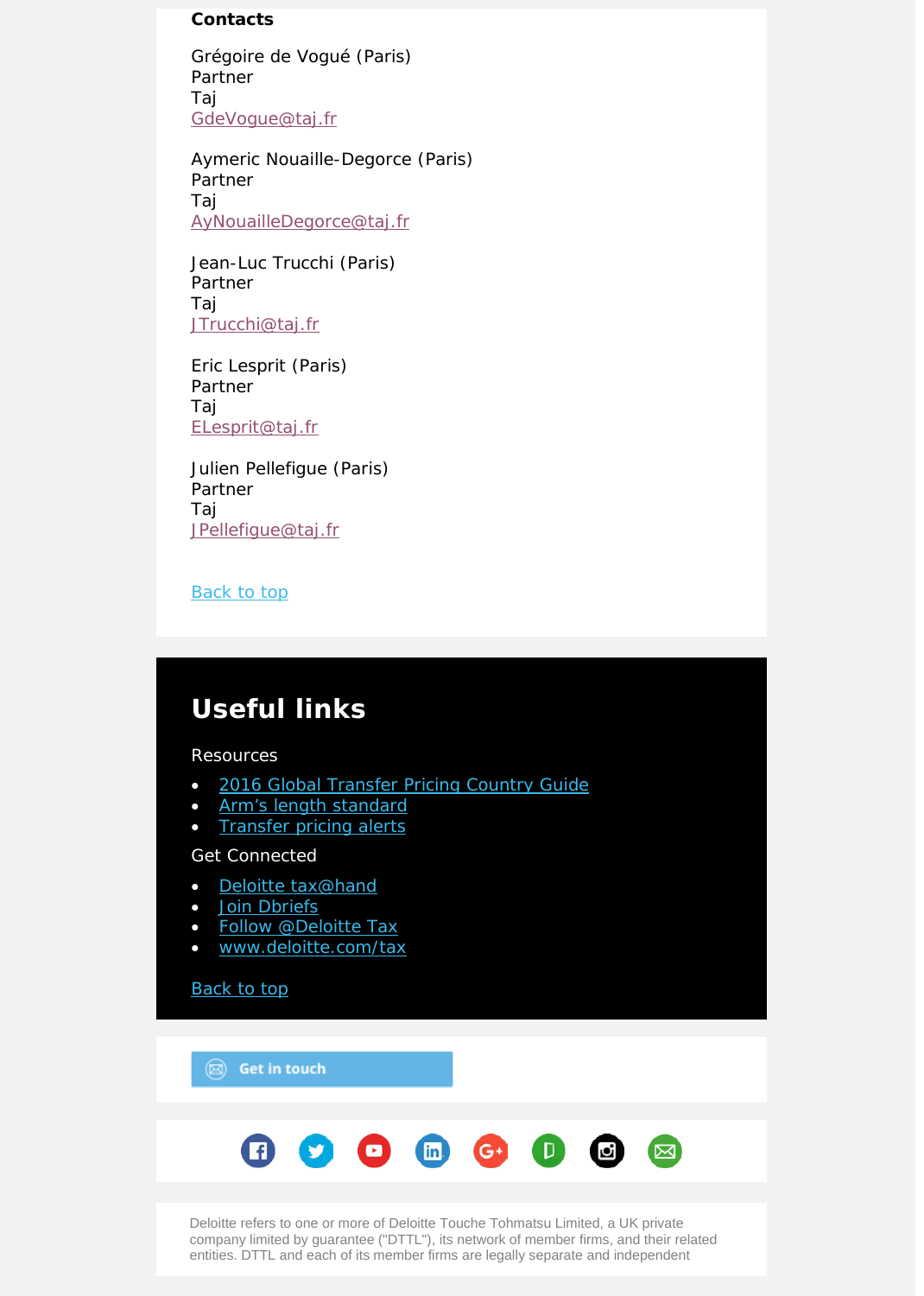**Contacts**

Grégoire de Vogué (Paris)
Partner
Taj
GdeVogue@taj.fr

Aymeric Nouaille-Degorce (Paris)
Partner
Taj
AyNouailleDegorce@taj.fr

Jean-Luc Trucchi (Paris)
Partner
Taj
JTrucchi@taj.fr

Eric Lesprit (Paris)
Partner
Taj
ELesprit@taj.fr

Julien Pellefigue (Paris)
Partner
Taj
JPellefigue@taj.fr

Back to top

## Useful links

Resources

- 2016 Global Transfer Pricing Country Guide
- Arm's length standard
- Transfer pricing alerts

Get Connected

- Deloitte tax@hand
- Join Dbriefs
- Follow @Deloitte Tax
- www.deloitte.com/tax

Back to top

Get in touch

Deloitte refers to one or more of Deloitte Touche Tohmatsu Limited, a UK private company limited by guarantee ("DTTL"), its network of member firms, and their related entities. DTTL and each of its member firms are legally separate and independent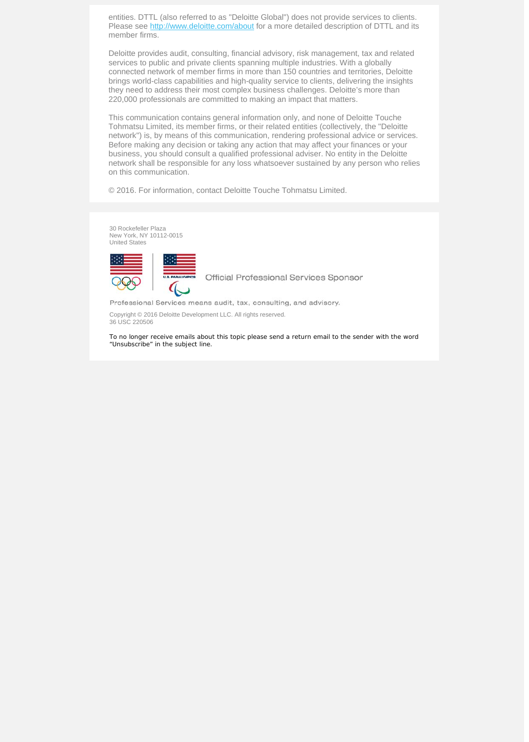entities. DTTL (also referred to as "Deloitte Global") does not provide services to clients. Please see http://www.deloitte.com/about for a more detailed description of DTTL and its member firms.

Deloitte provides audit, consulting, financial advisory, risk management, tax and related services to public and private clients spanning multiple industries. With a globally connected network of member firms in more than 150 countries and territories, Deloitte brings world-class capabilities and high-quality service to clients, delivering the insights they need to address their most complex business challenges. Deloitte's more than 220,000 professionals are committed to making an impact that matters.

This communication contains general information only, and none of Deloitte Touche Tohmatsu Limited, its member firms, or their related entities (collectively, the "Deloitte network") is, by means of this communication, rendering professional advice or services. Before making any decision or taking any action that may affect your finances or your business, you should consult a qualified professional adviser. No entity in the Deloitte network shall be responsible for any loss whatsoever sustained by any person who relies on this communication.

© 2016. For information, contact Deloitte Touche Tohmatsu Limited.

30 Rockefeller Plaza
New York, NY 10112-0015
United States

U.S. PARALYMPICS

Official Professional Services Sponsor

Professional Services means audit, tax, consulting, and advisory.

Copyright © 2016 Deloitte Development LLC. All rights reserved.
36 USC 220506

To no longer receive emails about this topic please send a return email to the sender with the word "Unsubscribe" in the subject line.